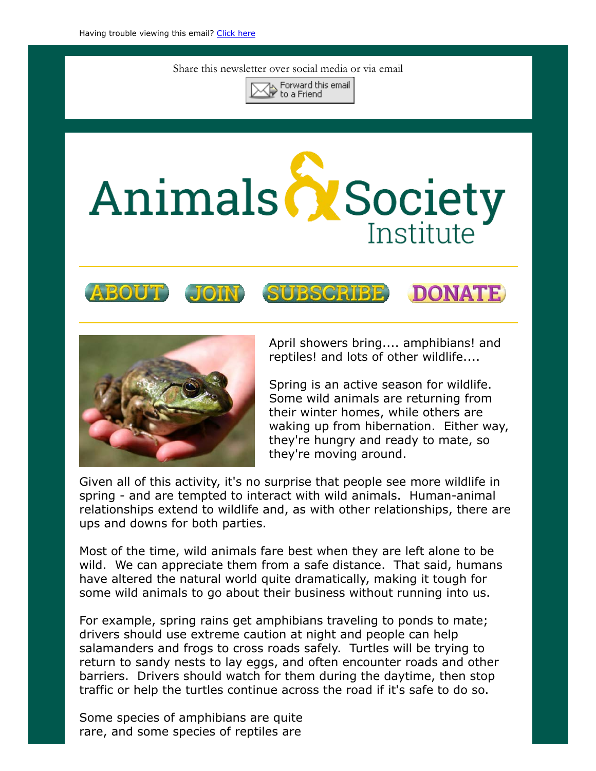Having trouble viewing this email? [Click here]

Share this newsletter over social media or via email

Forward this email to a Friend

# Animals & Society Institute

ABOUT JOIN SUBSCRIBE DONATE

April showers bring.... amphibians! and reptiles! and lots of other wildlife....

Spring is an active season for wildlife. Some wild animals are returning from their winter homes, while others are waking up from hibernation. Either way, they're hungry and ready to mate, so they're moving around.

Given all of this activity, it's no surprise that people see more wildlife in spring - and are tempted to interact with wild animals. Human-animal relationships extend to wildlife and, as with other relationships, there are ups and downs for both parties.

Most of the time, wild animals fare best when they are left alone to be wild. We can appreciate them from a safe distance. That said, humans have altered the natural world quite dramatically, making it tough for some wild animals to go about their business without running into us.

For example, spring rains get amphibians traveling to ponds to mate; drivers should use extreme caution at night and people can help salamanders and frogs to cross roads safely. Turtles will be trying to return to sandy nests to lay eggs, and often encounter roads and other barriers. Drivers should watch for them during the daytime, then stop traffic or help the turtles continue across the road if it's safe to do so.

Some species of amphibians are quite rare, and some species of reptiles are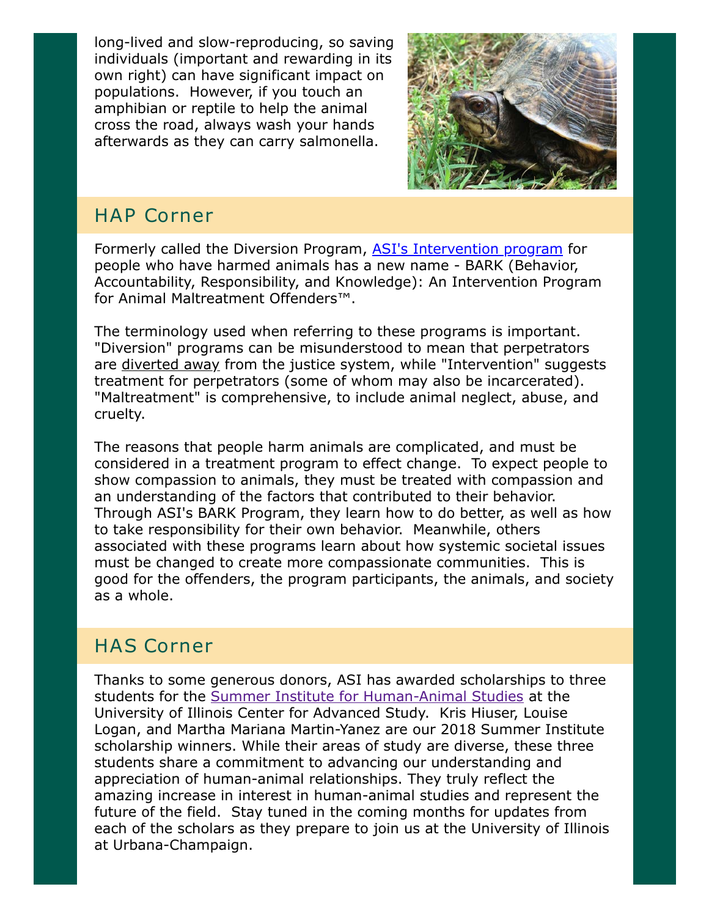long-lived and slow-reproducing, so saving individuals (important and rewarding in its own right) can have significant impact on populations.  However, if you touch an amphibian or reptile to help the animal cross the road, always wash your hands afterwards as they can carry salmonella.

## HAP Corner

Formerly called the Diversion Program, ASI's Intervention program for people who have harmed animals has a new name - BARK (Behavior, Accountability, Responsibility, and Knowledge): An Intervention Program for Animal Maltreatment Offenders™.

The terminology used when referring to these programs is important. "Diversion" programs can be misunderstood to mean that perpetrators are diverted away from the justice system, while "Intervention" suggests treatment for perpetrators (some of whom may also be incarcerated). "Maltreatment" is comprehensive, to include animal neglect, abuse, and cruelty.

The reasons that people harm animals are complicated, and must be considered in a treatment program to effect change.  To expect people to show compassion to animals, they must be treated with compassion and an understanding of the factors that contributed to their behavior. Through ASI's BARK Program, they learn how to do better, as well as how to take responsibility for their own behavior.  Meanwhile, others associated with these programs learn about how systemic societal issues must be changed to create more compassionate communities.  This is good for the offenders, the program participants, the animals, and society as a whole.

## HAS Corner

Thanks to some generous donors, ASI has awarded scholarships to three students for the Summer Institute for Human-Animal Studies at the University of Illinois Center for Advanced Study.  Kris Hiuser, Louise Logan, and Martha Mariana Martin-Yanez are our 2018 Summer Institute scholarship winners. While their areas of study are diverse, these three students share a commitment to advancing our understanding and appreciation of human-animal relationships. They truly reflect the amazing increase in interest in human-animal studies and represent the future of the field.  Stay tuned in the coming months for updates from each of the scholars as they prepare to join us at the University of Illinois at Urbana-Champaign.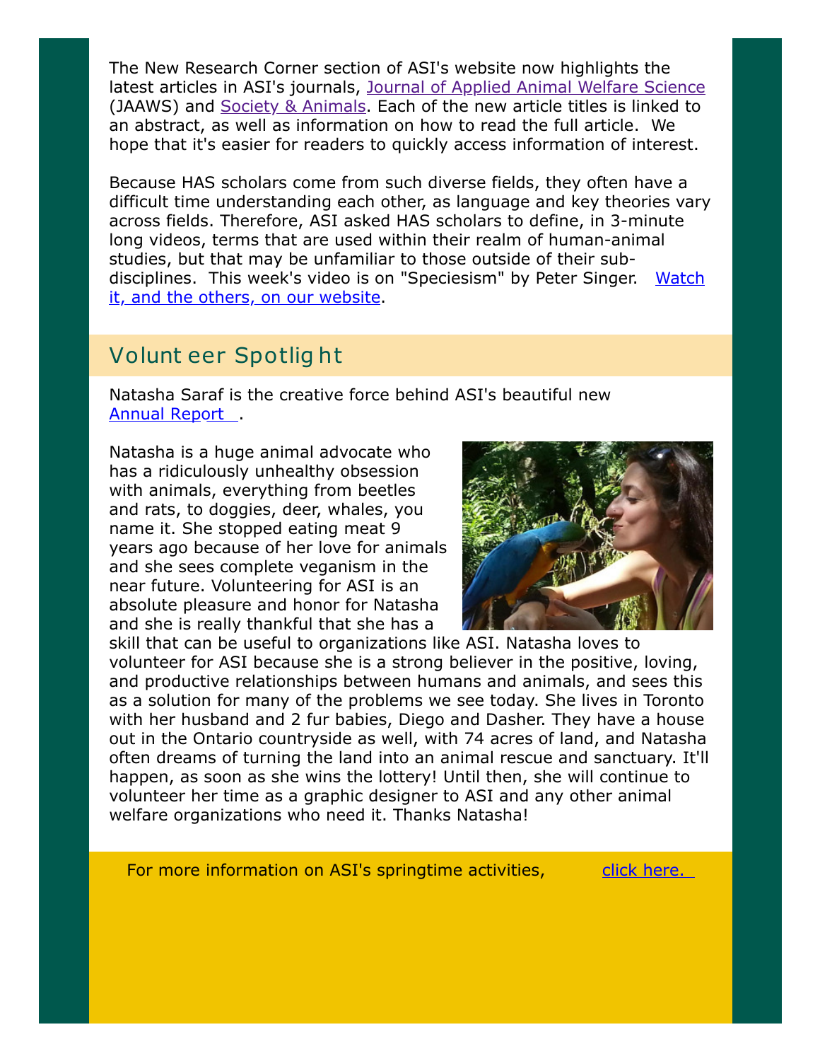The New Research Corner section of ASI's website now highlights the latest articles in ASI's journals, Journal of Applied Animal Welfare Science (JAAWS) and Society & Animals. Each of the new article titles is linked to an abstract, as well as information on how to read the full article. We hope that it's easier for readers to quickly access information of interest.

Because HAS scholars come from such diverse fields, they often have a difficult time understanding each other, as language and key theories vary across fields. Therefore, ASI asked HAS scholars to define, in 3-minute long videos, terms that are used within their realm of human-animal studies, but that may be unfamiliar to those outside of their sub-disciplines. This week's video is on "Speciesism" by Peter Singer. Watch it, and the others, on our website.

## Volunteer Spotlight

Natasha Saraf is the creative force behind ASI's beautiful new Annual Report.

Natasha is a huge animal advocate who has a ridiculously unhealthy obsession with animals, everything from beetles and rats, to doggies, deer, whales, you name it. She stopped eating meat 9 years ago because of her love for animals and she sees complete veganism in the near future. Volunteering for ASI is an absolute pleasure and honor for Natasha and she is really thankful that she has a skill that can be useful to organizations like ASI. Natasha loves to volunteer for ASI because she is a strong believer in the positive, loving, and productive relationships between humans and animals, and sees this as a solution for many of the problems we see today. She lives in Toronto with her husband and 2 fur babies, Diego and Dasher. They have a house out in the Ontario countryside as well, with 74 acres of land, and Natasha often dreams of turning the land into an animal rescue and sanctuary. It'll happen, as soon as she wins the lottery! Until then, she will continue to volunteer her time as a graphic designer to ASI and any other animal welfare organizations who need it. Thanks Natasha!

For more information on ASI's springtime activities, click here.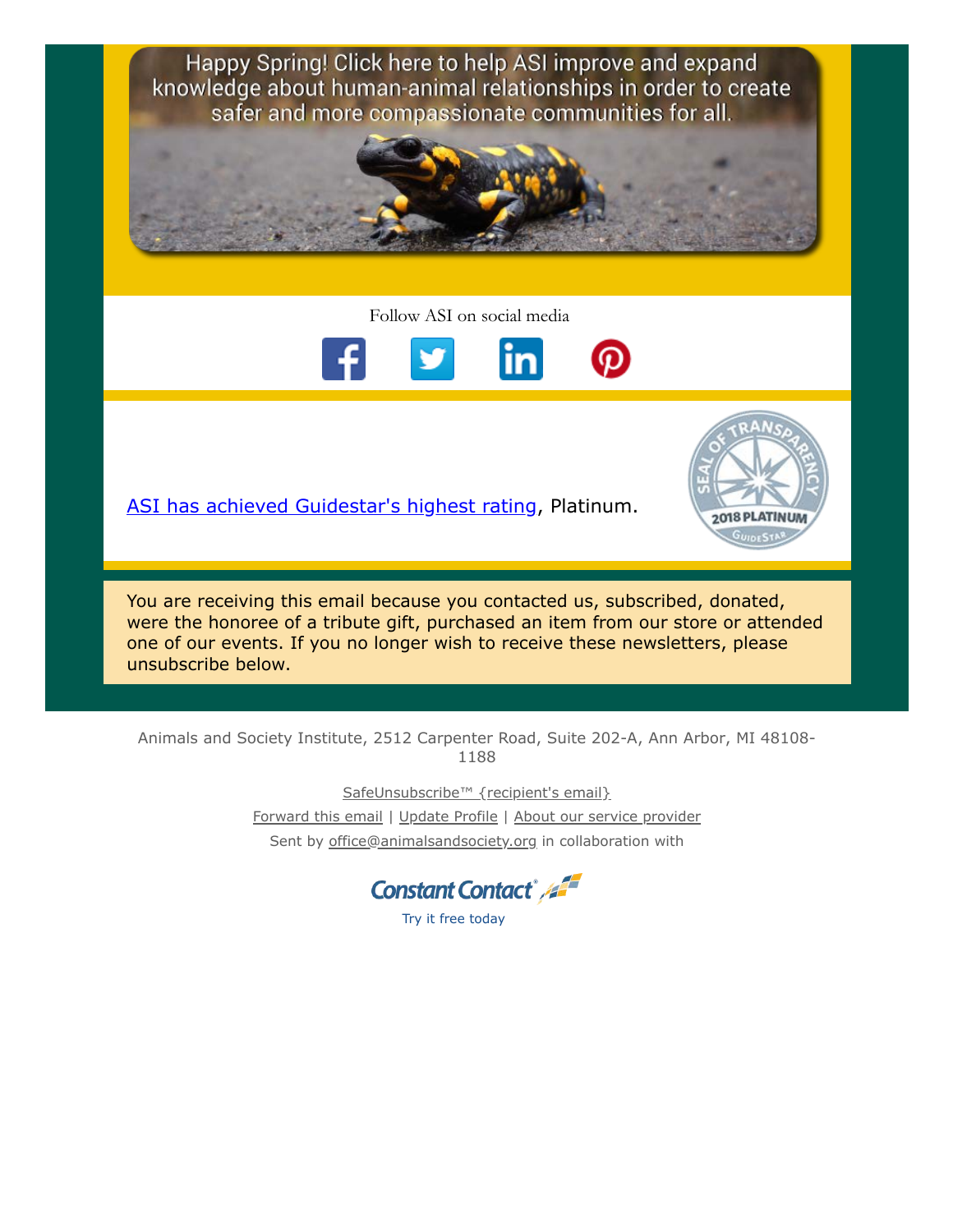Happy Spring! Click here to help ASI improve and expand knowledge about human-animal relationships in order to create safer and more compassionate communities for all.

Follow ASI on social media

ASI has achieved Guidestar's highest rating, Platinum.

You are receiving this email because you contacted us, subscribed, donated, were the honoree of a tribute gift, purchased an item from our store or attended one of our events. If you no longer wish to receive these newsletters, please unsubscribe below.

Animals and Society Institute, 2512 Carpenter Road, Suite 202-A, Ann Arbor, MI 48108-1188

SafeUnsubscribe™ {recipient's email}

Forward this email | Update Profile | About our service provider

Sent by office@animalsandsociety.org in collaboration with

Constant Contact

Try it free today